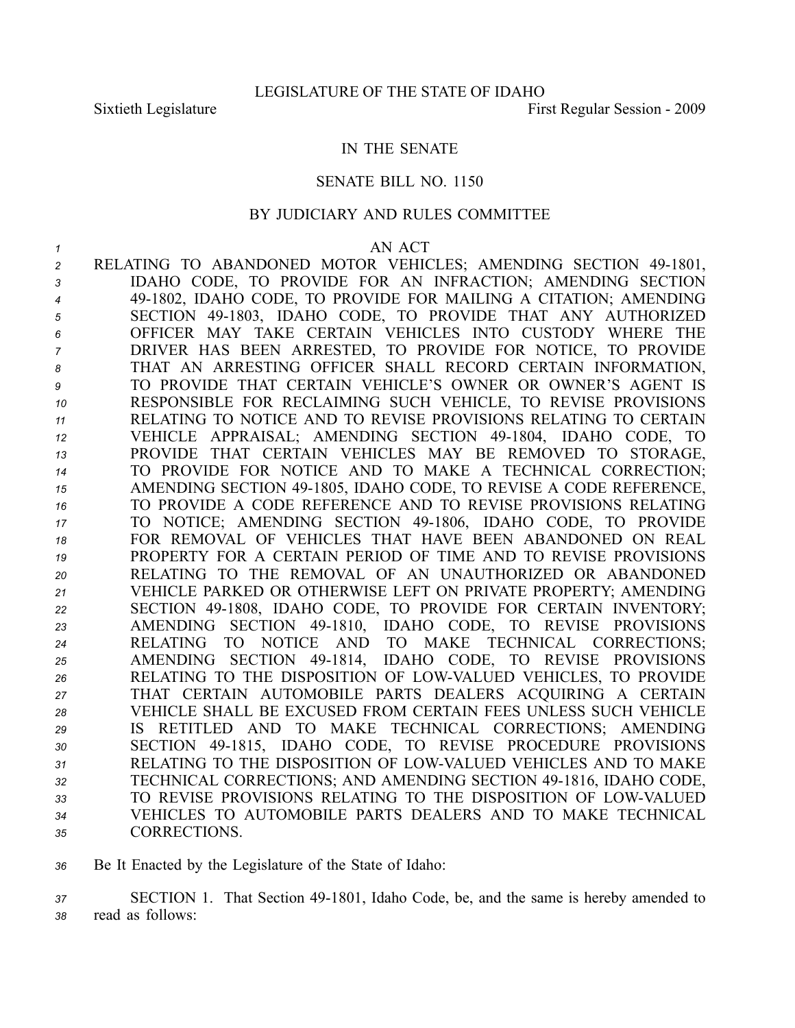LEGISLATURE OF THE STATE OF IDAHO

Sixtieth Legislature First Regular Session - 2009

IN THE SENATE

SENATE BILL NO. 1150

BY JUDICIARY AND RULES COMMITTEE

AN ACT

RELATING TO ABANDONED MOTOR VEHICLES; AMENDING SECTION 49-1801, IDAHO CODE, TO PROVIDE FOR AN INFRACTION; AMENDING SECTION 49-1802, IDAHO CODE, TO PROVIDE FOR MAILING A CITATION; AMENDING SECTION 49-1803, IDAHO CODE, TO PROVIDE THAT ANY AUTHORIZED OFFICER MAY TAKE CERTAIN VEHICLES INTO CUSTODY WHERE THE DRIVER HAS BEEN ARRESTED, TO PROVIDE FOR NOTICE, TO PROVIDE THAT AN ARRESTING OFFICER SHALL RECORD CERTAIN INFORMATION, TO PROVIDE THAT CERTAIN VEHICLE'S OWNER OR OWNER'S AGENT IS RESPONSIBLE FOR RECLAIMING SUCH VEHICLE, TO REVISE PROVISIONS RELATING TO NOTICE AND TO REVISE PROVISIONS RELATING TO CERTAIN VEHICLE APPRAISAL; AMENDING SECTION 49-1804, IDAHO CODE, TO PROVIDE THAT CERTAIN VEHICLES MAY BE REMOVED TO STORAGE, TO PROVIDE FOR NOTICE AND TO MAKE A TECHNICAL CORRECTION; AMENDING SECTION 49-1805, IDAHO CODE, TO REVISE A CODE REFERENCE, TO PROVIDE A CODE REFERENCE AND TO REVISE PROVISIONS RELATING TO NOTICE; AMENDING SECTION 49-1806, IDAHO CODE, TO PROVIDE FOR REMOVAL OF VEHICLES THAT HAVE BEEN ABANDONED ON REAL PROPERTY FOR A CERTAIN PERIOD OF TIME AND TO REVISE PROVISIONS RELATING TO THE REMOVAL OF AN UNAUTHORIZED OR ABANDONED VEHICLE PARKED OR OTHERWISE LEFT ON PRIVATE PROPERTY; AMENDING SECTION 49-1808, IDAHO CODE, TO PROVIDE FOR CERTAIN INVENTORY; AMENDING SECTION 49-1810, IDAHO CODE, TO REVISE PROVISIONS RELATING TO NOTICE AND TO MAKE TECHNICAL CORRECTIONS; AMENDING SECTION 49-1814, IDAHO CODE, TO REVISE PROVISIONS RELATING TO THE DISPOSITION OF LOW-VALUED VEHICLES, TO PROVIDE THAT CERTAIN AUTOMOBILE PARTS DEALERS ACQUIRING A CERTAIN VEHICLE SHALL BE EXCUSED FROM CERTAIN FEES UNLESS SUCH VEHICLE IS RETITLED AND TO MAKE TECHNICAL CORRECTIONS; AMENDING SECTION 49-1815, IDAHO CODE, TO REVISE PROCEDURE PROVISIONS RELATING TO THE DISPOSITION OF LOW-VALUED VEHICLES AND TO MAKE TECHNICAL CORRECTIONS; AND AMENDING SECTION 49-1816, IDAHO CODE, TO REVISE PROVISIONS RELATING TO THE DISPOSITION OF LOW-VALUED VEHICLES TO AUTOMOBILE PARTS DEALERS AND TO MAKE TECHNICAL CORRECTIONS.

Be It Enacted by the Legislature of the State of Idaho:

SECTION 1. That Section 49-1801, Idaho Code, be, and the same is hereby amended to read as follows: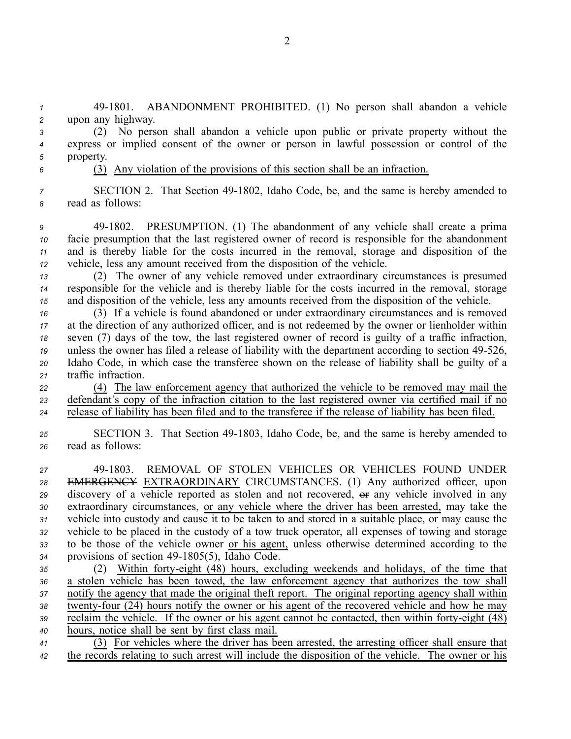49-1801. ABANDONMENT PROHIBITED. (1) No person shall abandon a vehicle upon any highway.

(2) No person shall abandon a vehicle upon public or private property without the express or implied consent of the owner or person in lawful possession or control of the property.

(3) Any violation of the provisions of this section shall be an infraction.

SECTION 2. That Section 49-1802, Idaho Code, be, and the same is hereby amended to read as follows:

49-1802. PRESUMPTION. (1) The abandonment of any vehicle shall create a prima facie presumption that the last registered owner of record is responsible for the abandonment and is thereby liable for the costs incurred in the removal, storage and disposition of the vehicle, less any amount received from the disposition of the vehicle.

(2) The owner of any vehicle removed under extraordinary circumstances is presumed responsible for the vehicle and is thereby liable for the costs incurred in the removal, storage and disposition of the vehicle, less any amounts received from the disposition of the vehicle.

(3) If a vehicle is found abandoned or under extraordinary circumstances and is removed at the direction of any authorized officer, and is not redeemed by the owner or lienholder within seven (7) days of the tow, the last registered owner of record is guilty of a traffic infraction, unless the owner has filed a release of liability with the department according to section 49-526, Idaho Code, in which case the transferee shown on the release of liability shall be guilty of a traffic infraction.

(4) The law enforcement agency that authorized the vehicle to be removed may mail the defendant's copy of the infraction citation to the last registered owner via certified mail if no release of liability has been filed and to the transferee if the release of liability has been filed.

SECTION 3. That Section 49-1803, Idaho Code, be, and the same is hereby amended to read as follows:

49-1803. REMOVAL OF STOLEN VEHICLES OR VEHICLES FOUND UNDER ~~EMERGENCY~~ EXTRAORDINARY CIRCUMSTANCES. (1) Any authorized officer, upon discovery of a vehicle reported as stolen and not recovered, ~~or~~ any vehicle involved in any extraordinary circumstances, or any vehicle where the driver has been arrested, may take the vehicle into custody and cause it to be taken to and stored in a suitable place, or may cause the vehicle to be placed in the custody of a tow truck operator, all expenses of towing and storage to be those of the vehicle owner or his agent, unless otherwise determined according to the provisions of section 49-1805(5), Idaho Code.

(2) Within forty-eight (48) hours, excluding weekends and holidays, of the time that a stolen vehicle has been towed, the law enforcement agency that authorizes the tow shall notify the agency that made the original theft report. The original reporting agency shall within twenty-four (24) hours notify the owner or his agent of the recovered vehicle and how he may reclaim the vehicle. If the owner or his agent cannot be contacted, then within forty-eight (48) hours, notice shall be sent by first class mail.

(3) For vehicles where the driver has been arrested, the arresting officer shall ensure that the records relating to such arrest will include the disposition of the vehicle. The owner or his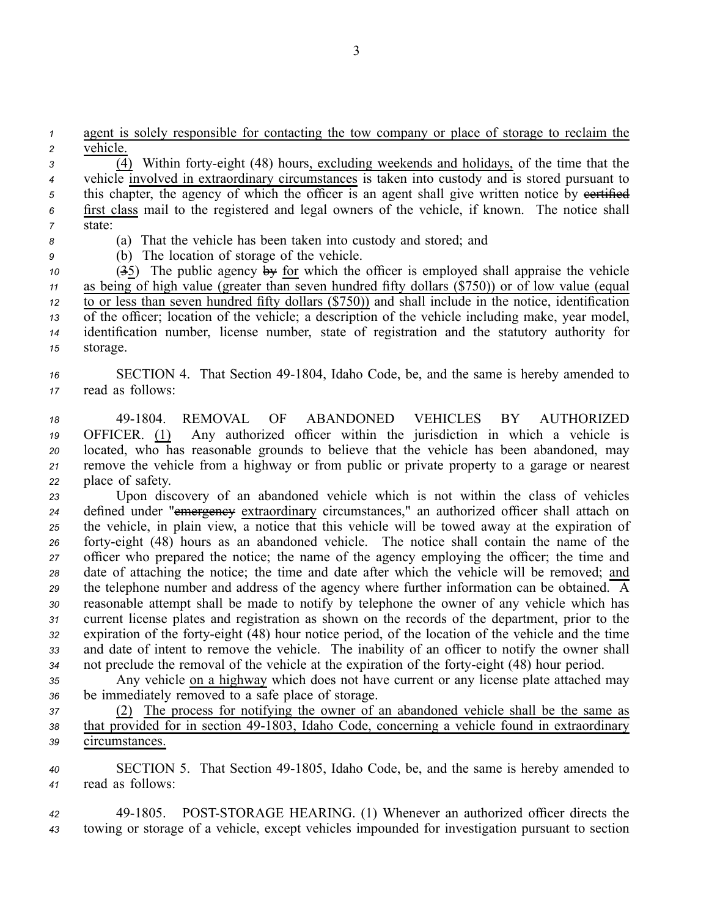agent is solely responsible for contacting the tow company or place of storage to reclaim the vehicle.

(4) Within forty-eight (48) hours, excluding weekends and holidays, of the time that the vehicle involved in extraordinary circumstances is taken into custody and is stored pursuant to this chapter, the agency of which the officer is an agent shall give written notice by ~~certified~~ first class mail to the registered and legal owners of the vehicle, if known. The notice shall state:

(a) That the vehicle has been taken into custody and stored; and

(b) The location of storage of the vehicle.

(~~3~~5) The public agency ~~by~~ for which the officer is employed shall appraise the vehicle as being of high value (greater than seven hundred fifty dollars ($750)) or of low value (equal to or less than seven hundred fifty dollars ($750)) and shall include in the notice, identification of the officer; location of the vehicle; a description of the vehicle including make, year model, identification number, license number, state of registration and the statutory authority for storage.

SECTION 4. That Section 49-1804, Idaho Code, be, and the same is hereby amended to read as follows:

49-1804. REMOVAL OF ABANDONED VEHICLES BY AUTHORIZED OFFICER. (1) Any authorized officer within the jurisdiction in which a vehicle is located, who has reasonable grounds to believe that the vehicle has been abandoned, may remove the vehicle from a highway or from public or private property to a garage or nearest place of safety.

Upon discovery of an abandoned vehicle which is not within the class of vehicles defined under "~~emergency~~ extraordinary circumstances," an authorized officer shall attach on the vehicle, in plain view, a notice that this vehicle will be towed away at the expiration of forty-eight (48) hours as an abandoned vehicle. The notice shall contain the name of the officer who prepared the notice; the name of the agency employing the officer; the time and date of attaching the notice; the time and date after which the vehicle will be removed; and the telephone number and address of the agency where further information can be obtained. A reasonable attempt shall be made to notify by telephone the owner of any vehicle which has current license plates and registration as shown on the records of the department, prior to the expiration of the forty-eight (48) hour notice period, of the location of the vehicle and the time and date of intent to remove the vehicle. The inability of an officer to notify the owner shall not preclude the removal of the vehicle at the expiration of the forty-eight (48) hour period.

Any vehicle on a highway which does not have current or any license plate attached may be immediately removed to a safe place of storage.

(2) The process for notifying the owner of an abandoned vehicle shall be the same as that provided for in section 49-1803, Idaho Code, concerning a vehicle found in extraordinary circumstances.

SECTION 5. That Section 49-1805, Idaho Code, be, and the same is hereby amended to read as follows:

49-1805. POST-STORAGE HEARING. (1) Whenever an authorized officer directs the towing or storage of a vehicle, except vehicles impounded for investigation pursuant to section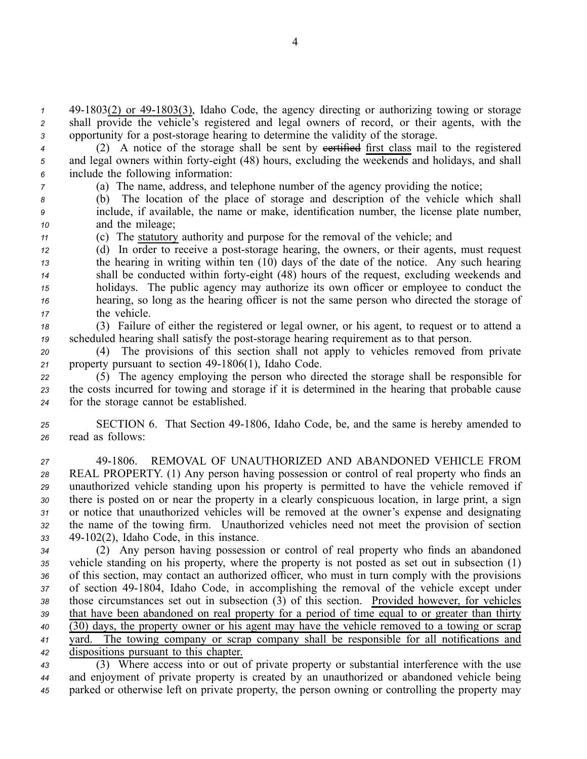49-1803(2) or 49-1803(3), Idaho Code, the agency directing or authorizing towing or storage shall provide the vehicle's registered and legal owners of record, or their agents, with the opportunity for a post-storage hearing to determine the validity of the storage.

(2) A notice of the storage shall be sent by ~~certified~~ first class mail to the registered and legal owners within forty-eight (48) hours, excluding the weekends and holidays, and shall include the following information:

(a) The name, address, and telephone number of the agency providing the notice;

(b) The location of the place of storage and description of the vehicle which shall include, if available, the name or make, identification number, the license plate number, and the mileage;

(c) The statutory authority and purpose for the removal of the vehicle; and

(d) In order to receive a post-storage hearing, the owners, or their agents, must request the hearing in writing within ten (10) days of the date of the notice. Any such hearing shall be conducted within forty-eight (48) hours of the request, excluding weekends and holidays. The public agency may authorize its own officer or employee to conduct the hearing, so long as the hearing officer is not the same person who directed the storage of the vehicle.

(3) Failure of either the registered or legal owner, or his agent, to request or to attend a scheduled hearing shall satisfy the post-storage hearing requirement as to that person.

(4) The provisions of this section shall not apply to vehicles removed from private property pursuant to section 49-1806(1), Idaho Code.

(5) The agency employing the person who directed the storage shall be responsible for the costs incurred for towing and storage if it is determined in the hearing that probable cause for the storage cannot be established.

SECTION 6. That Section 49-1806, Idaho Code, be, and the same is hereby amended to read as follows:

49-1806. REMOVAL OF UNAUTHORIZED AND ABANDONED VEHICLE FROM REAL PROPERTY. (1) Any person having possession or control of real property who finds an unauthorized vehicle standing upon his property is permitted to have the vehicle removed if there is posted on or near the property in a clearly conspicuous location, in large print, a sign or notice that unauthorized vehicles will be removed at the owner's expense and designating the name of the towing firm. Unauthorized vehicles need not meet the provision of section 49-102(2), Idaho Code, in this instance.

(2) Any person having possession or control of real property who finds an abandoned vehicle standing on his property, where the property is not posted as set out in subsection (1) of this section, may contact an authorized officer, who must in turn comply with the provisions of section 49-1804, Idaho Code, in accomplishing the removal of the vehicle except under those circumstances set out in subsection (3) of this section. Provided however, for vehicles that have been abandoned on real property for a period of time equal to or greater than thirty (30) days, the property owner or his agent may have the vehicle removed to a towing or scrap yard. The towing company or scrap company shall be responsible for all notifications and dispositions pursuant to this chapter.

(3) Where access into or out of private property or substantial interference with the use and enjoyment of private property is created by an unauthorized or abandoned vehicle being parked or otherwise left on private property, the person owning or controlling the property may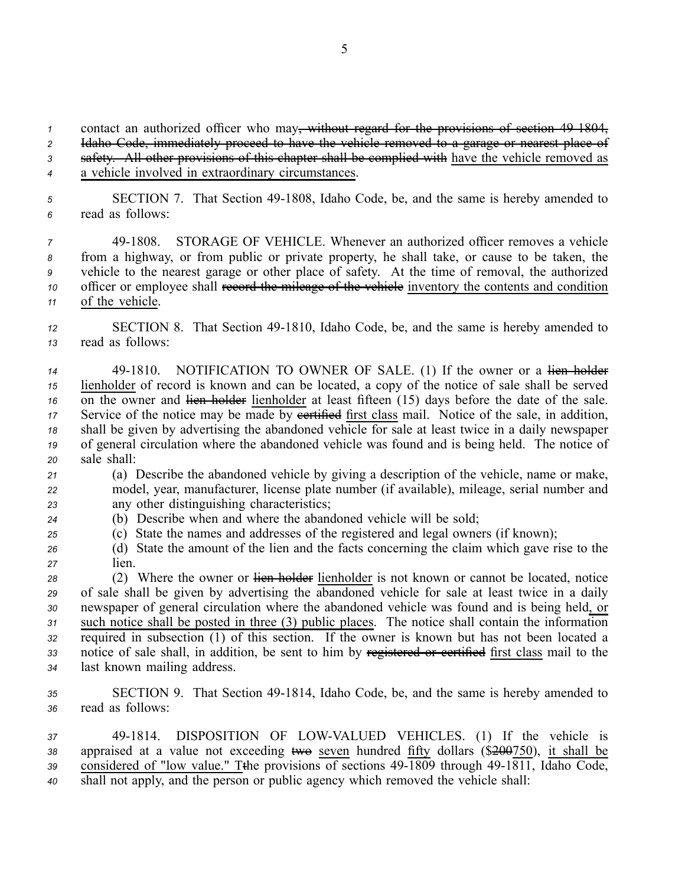contact an authorized officer who may~~, without regard for the provisions of section 49-1804, Idaho Code, immediately proceed to have the vehicle removed to a garage or nearest place of safety. All other provisions of this chapter shall be complied with~~ have the vehicle removed as a vehicle involved in extraordinary circumstances.

SECTION 7. That Section 49-1808, Idaho Code, be, and the same is hereby amended to read as follows:

49-1808. STORAGE OF VEHICLE. Whenever an authorized officer removes a vehicle from a highway, or from public or private property, he shall take, or cause to be taken, the vehicle to the nearest garage or other place of safety. At the time of removal, the authorized officer or employee shall ~~record the mileage of the vehicle~~ inventory the contents and condition of the vehicle.

SECTION 8. That Section 49-1810, Idaho Code, be, and the same is hereby amended to read as follows:

49-1810. NOTIFICATION TO OWNER OF SALE. (1) If the owner or a ~~lien holder~~ lienholder of record is known and can be located, a copy of the notice of sale shall be served on the owner and ~~lien holder~~ lienholder at least fifteen (15) days before the date of the sale. Service of the notice may be made by ~~certified~~ first class mail. Notice of the sale, in addition, shall be given by advertising the abandoned vehicle for sale at least twice in a daily newspaper of general circulation where the abandoned vehicle was found and is being held. The notice of sale shall:

(a) Describe the abandoned vehicle by giving a description of the vehicle, name or make, model, year, manufacturer, license plate number (if available), mileage, serial number and any other distinguishing characteristics;

(b) Describe when and where the abandoned vehicle will be sold;

(c) State the names and addresses of the registered and legal owners (if known);

(d) State the amount of the lien and the facts concerning the claim which gave rise to the lien.

(2) Where the owner or ~~lien holder~~ lienholder is not known or cannot be located, notice of sale shall be given by advertising the abandoned vehicle for sale at least twice in a daily newspaper of general circulation where the abandoned vehicle was found and is being held, or such notice shall be posted in three (3) public places. The notice shall contain the information required in subsection (1) of this section. If the owner is known but has not been located a notice of sale shall, in addition, be sent to him by ~~registered or certified~~ first class mail to the last known mailing address.

SECTION 9. That Section 49-1814, Idaho Code, be, and the same is hereby amended to read as follows:

49-1814. DISPOSITION OF LOW-VALUED VEHICLES. (1) If the vehicle is appraised at a value not exceeding ~~two~~ seven hundred fifty dollars ($~~200~~750), it shall be considered of "low value." T~~t~~he provisions of sections 49-1809 through 49-1811, Idaho Code, shall not apply, and the person or public agency which removed the vehicle shall: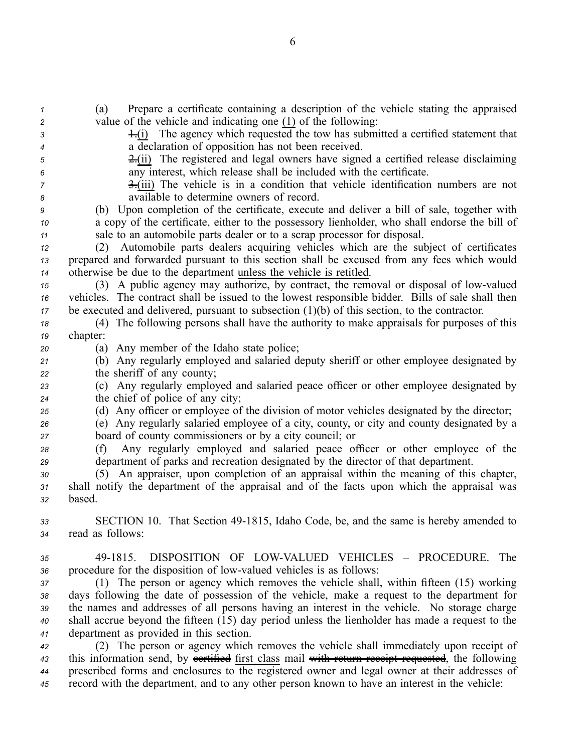(a) Prepare a certificate containing a description of the vehicle stating the appraised value of the vehicle and indicating one (1) of the following:

~~1.~~(i) The agency which requested the tow has submitted a certified statement that a declaration of opposition has not been received.

~~2.~~(ii) The registered and legal owners have signed a certified release disclaiming any interest, which release shall be included with the certificate.

~~3.~~(iii) The vehicle is in a condition that vehicle identification numbers are not available to determine owners of record.

(b) Upon completion of the certificate, execute and deliver a bill of sale, together with a copy of the certificate, either to the possessory lienholder, who shall endorse the bill of sale to an automobile parts dealer or to a scrap processor for disposal.

(2) Automobile parts dealers acquiring vehicles which are the subject of certificates prepared and forwarded pursuant to this section shall be excused from any fees which would otherwise be due to the department unless the vehicle is retitled.

(3) A public agency may authorize, by contract, the removal or disposal of low-valued vehicles. The contract shall be issued to the lowest responsible bidder. Bills of sale shall then be executed and delivered, pursuant to subsection (1)(b) of this section, to the contractor.

(4) The following persons shall have the authority to make appraisals for purposes of this chapter:

(a) Any member of the Idaho state police;

(b) Any regularly employed and salaried deputy sheriff or other employee designated by the sheriff of any county;

(c) Any regularly employed and salaried peace officer or other employee designated by the chief of police of any city;

(d) Any officer or employee of the division of motor vehicles designated by the director;

(e) Any regularly salaried employee of a city, county, or city and county designated by a board of county commissioners or by a city council; or

(f) Any regularly employed and salaried peace officer or other employee of the department of parks and recreation designated by the director of that department.

(5) An appraiser, upon completion of an appraisal within the meaning of this chapter, shall notify the department of the appraisal and of the facts upon which the appraisal was based.

SECTION 10. That Section 49-1815, Idaho Code, be, and the same is hereby amended to read as follows:

49-1815. DISPOSITION OF LOW-VALUED VEHICLES – PROCEDURE. The procedure for the disposition of low-valued vehicles is as follows:

(1) The person or agency which removes the vehicle shall, within fifteen (15) working days following the date of possession of the vehicle, make a request to the department for the names and addresses of all persons having an interest in the vehicle. No storage charge shall accrue beyond the fifteen (15) day period unless the lienholder has made a request to the department as provided in this section.

(2) The person or agency which removes the vehicle shall immediately upon receipt of this information send, by ~~certified~~ first class mail ~~with return receipt requested~~, the following prescribed forms and enclosures to the registered owner and legal owner at their addresses of record with the department, and to any other person known to have an interest in the vehicle: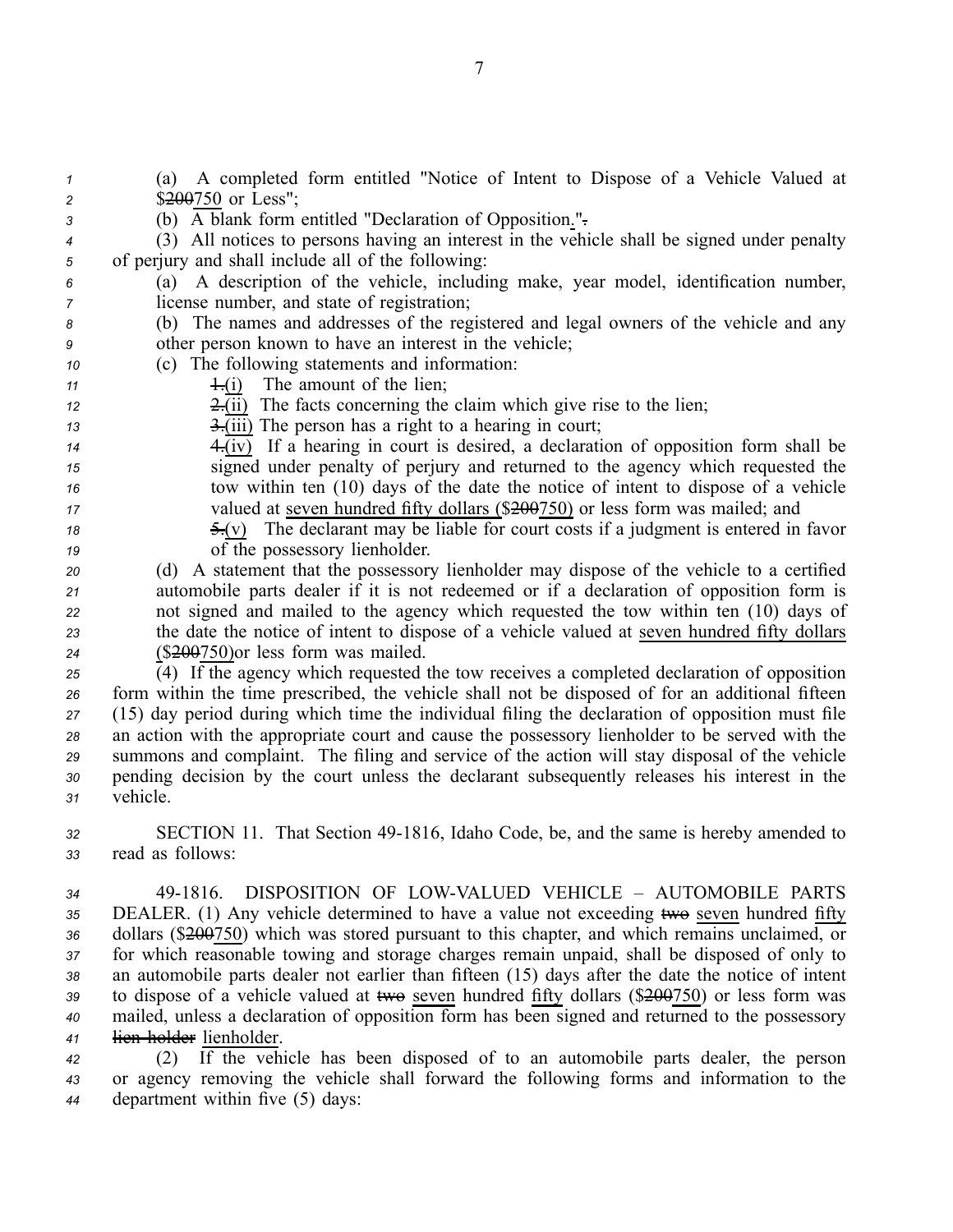(a) A completed form entitled "Notice of Intent to Dispose of a Vehicle Valued at $~~200~~750 or Less";

(b) A blank form entitled "Declaration of Opposition."~~.~~

(3) All notices to persons having an interest in the vehicle shall be signed under penalty of perjury and shall include all of the following:

(a) A description of the vehicle, including make, year model, identification number, license number, and state of registration;

(b) The names and addresses of the registered and legal owners of the vehicle and any other person known to have an interest in the vehicle;

(c) The following statements and information:

~~1.~~(i) The amount of the lien;

~~2.~~(ii) The facts concerning the claim which give rise to the lien;

~~3.~~(iii) The person has a right to a hearing in court;

~~4.~~(iv) If a hearing in court is desired, a declaration of opposition form shall be signed under penalty of perjury and returned to the agency which requested the tow within ten (10) days of the date the notice of intent to dispose of a vehicle valued at seven hundred fifty dollars ($~~200~~750) or less form was mailed; and

~~5.~~(v) The declarant may be liable for court costs if a judgment is entered in favor of the possessory lienholder.

(d) A statement that the possessory lienholder may dispose of the vehicle to a certified automobile parts dealer if it is not redeemed or if a declaration of opposition form is not signed and mailed to the agency which requested the tow within ten (10) days of the date the notice of intent to dispose of a vehicle valued at seven hundred fifty dollars ($~~200~~750)or less form was mailed.

(4) If the agency which requested the tow receives a completed declaration of opposition form within the time prescribed, the vehicle shall not be disposed of for an additional fifteen (15) day period during which time the individual filing the declaration of opposition must file an action with the appropriate court and cause the possessory lienholder to be served with the summons and complaint. The filing and service of the action will stay disposal of the vehicle pending decision by the court unless the declarant subsequently releases his interest in the vehicle.

SECTION 11. That Section 49-1816, Idaho Code, be, and the same is hereby amended to read as follows:

49-1816. DISPOSITION OF LOW-VALUED VEHICLE – AUTOMOBILE PARTS DEALER. (1) Any vehicle determined to have a value not exceeding ~~two~~ seven hundred fifty dollars ($~~200~~750) which was stored pursuant to this chapter, and which remains unclaimed, or for which reasonable towing and storage charges remain unpaid, shall be disposed of only to an automobile parts dealer not earlier than fifteen (15) days after the date the notice of intent to dispose of a vehicle valued at ~~two~~ seven hundred fifty dollars ($~~200~~750) or less form was mailed, unless a declaration of opposition form has been signed and returned to the possessory ~~lien-holder~~ lienholder.

(2) If the vehicle has been disposed of to an automobile parts dealer, the person or agency removing the vehicle shall forward the following forms and information to the department within five (5) days: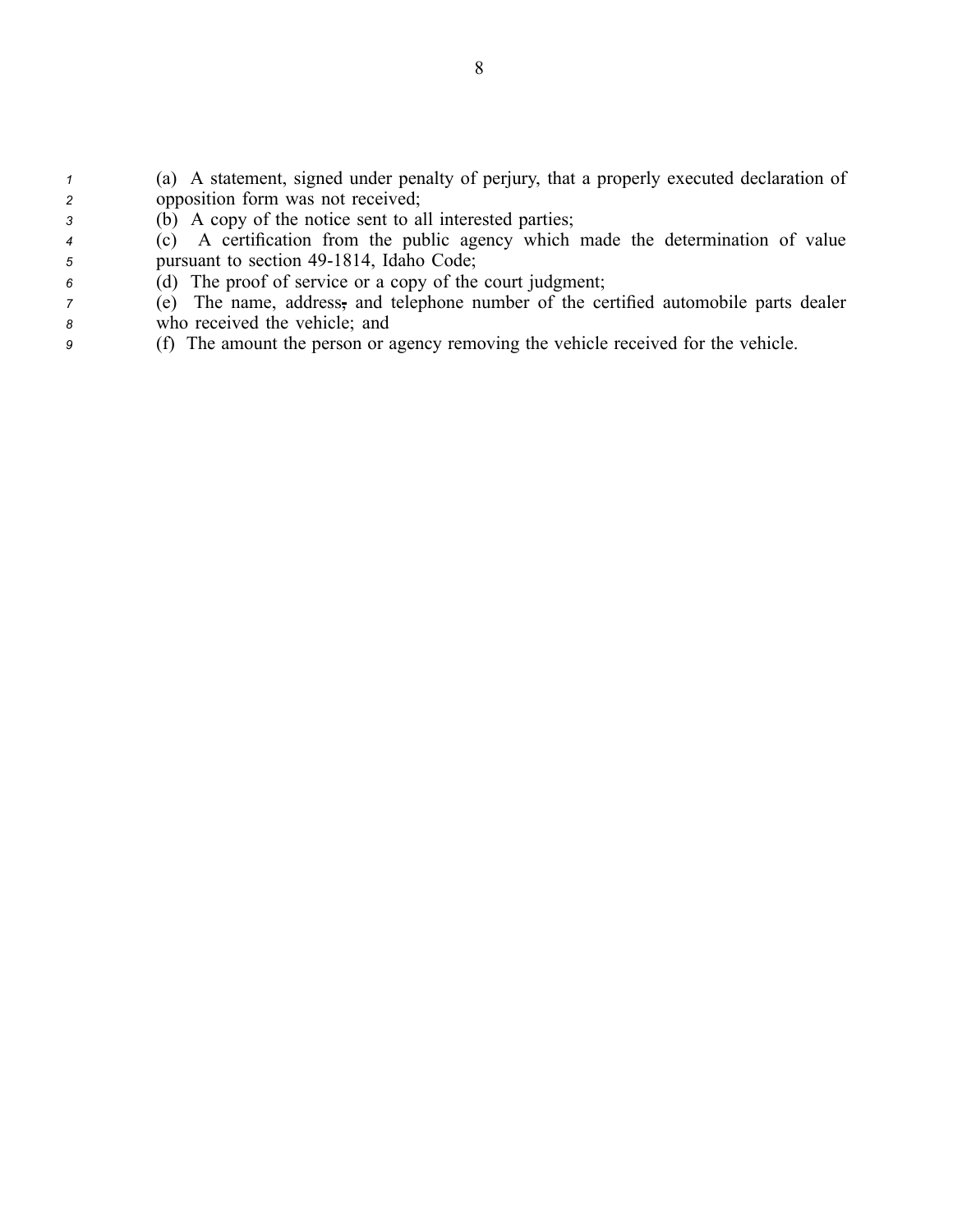(a) A statement, signed under penalty of perjury, that a properly executed declaration of opposition form was not received;

(b) A copy of the notice sent to all interested parties;

(c) A certification from the public agency which made the determination of value pursuant to section 49-1814, Idaho Code;

(d) The proof of service or a copy of the court judgment;

(e) The name, address~~,~~ and telephone number of the certified automobile parts dealer who received the vehicle; and

(f) The amount the person or agency removing the vehicle received for the vehicle.